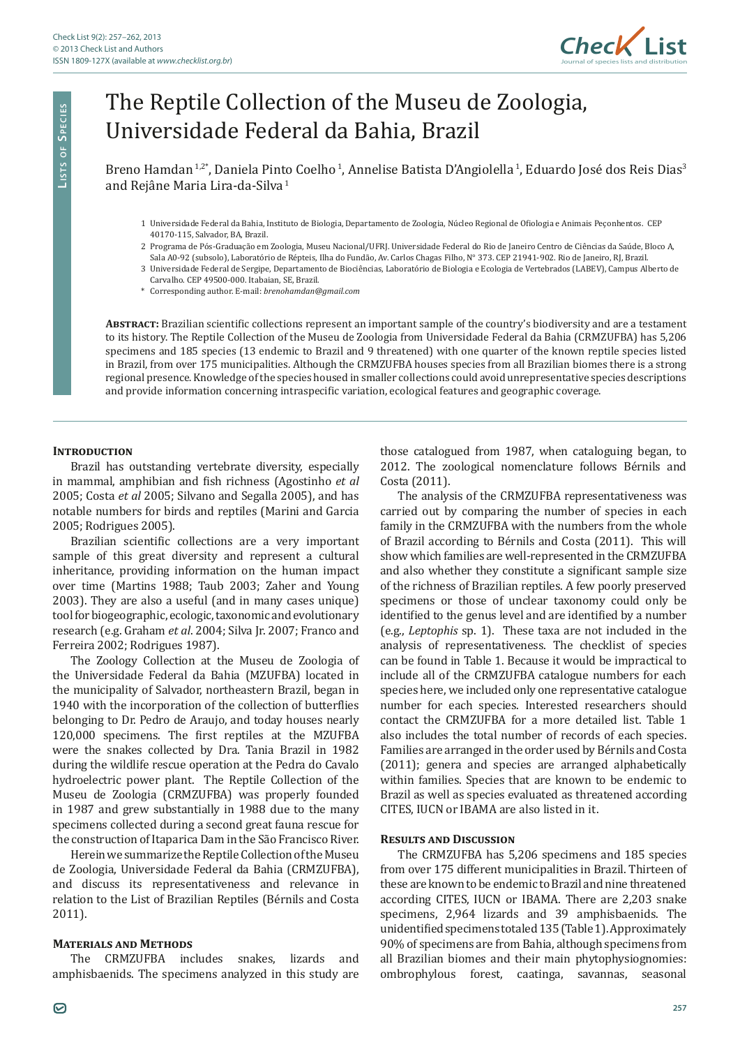# The Reptile Collection of the Museu de Zoologia, Universidade Federal da Bahia, Brazil

Breno Hamdan [1,2*], Daniela Pinto Coelho [1], Annelise Batista D'Angiolella [1], Eduardo José dos Reis Dias [3] and Rejâne Maria Lira-da-Silva [1]

1 Universidade Federal da Bahia, Instituto de Biologia, Departamento de Zoologia, Núcleo Regional de Ofiologia e Animais Peçonhentos. CEP 40170-115, Salvador, BA, Brazil.

2 Programa de Pós-Graduação em Zoologia, Museu Nacional/UFRJ. Universidade Federal do Rio de Janeiro Centro de Ciências da Saúde, Bloco A, Sala A0-92 (subsolo), Laboratório de Répteis, Ilha do Fundão, Av. Carlos Chagas Filho, N° 373. CEP 21941-902. Rio de Janeiro, RJ, Brazil.

3 Universidade Federal de Sergipe, Departamento de Biociências, Laboratório de Biologia e Ecologia de Vertebrados (LABEV), Campus Alberto de Carvalho. CEP 49500-000. Itabaian, SE, Brazil.

\* Corresponding author. E-mail: *brenohamdan@gmail.com*

**Abstract:** Brazilian scientific collections represent an important sample of the country's biodiversity and are a testament to its history. The Reptile Collection of the Museu de Zoologia from Universidade Federal da Bahia (CRMZUFBA) has 5,206 specimens and 185 species (13 endemic to Brazil and 9 threatened) with one quarter of the known reptile species listed in Brazil, from over 175 municipalities. Although the CRMZUFBA houses species from all Brazilian biomes there is a strong regional presence. Knowledge of the species housed in smaller collections could avoid unrepresentative species descriptions and provide information concerning intraspecific variation, ecological features and geographic coverage.

## Introduction

Brazil has outstanding vertebrate diversity, especially in mammal, amphibian and fish richness (Agostinho *et al* 2005; Costa *et al* 2005; Silvano and Segalla 2005), and has notable numbers for birds and reptiles (Marini and Garcia 2005; Rodrigues 2005).

Brazilian scientific collections are a very important sample of this great diversity and represent a cultural inheritance, providing information on the human impact over time (Martins 1988; Taub 2003; Zaher and Young 2003). They are also a useful (and in many cases unique) tool for biogeographic, ecologic, taxonomic and evolutionary research (e.g. Graham *et al*. 2004; Silva Jr. 2007; Franco and Ferreira 2002; Rodrigues 1987).

The Zoology Collection at the Museu de Zoologia of the Universidade Federal da Bahia (MZUFBA) located in the municipality of Salvador, northeastern Brazil, began in 1940 with the incorporation of the collection of butterflies belonging to Dr. Pedro de Araujo, and today houses nearly 120,000 specimens. The first reptiles at the MZUFBA were the snakes collected by Dra. Tania Brazil in 1982 during the wildlife rescue operation at the Pedra do Cavalo hydroelectric power plant. The Reptile Collection of the Museu de Zoologia (CRMZUFBA) was properly founded in 1987 and grew substantially in 1988 due to the many specimens collected during a second great fauna rescue for the construction of Itaparica Dam in the São Francisco River.

Herein we summarize the Reptile Collection of the Museu de Zoologia, Universidade Federal da Bahia (CRMZUFBA), and discuss its representativeness and relevance in relation to the List of Brazilian Reptiles (Bérnils and Costa 2011).

## Materials and Methods

The CRMZUFBA includes snakes, lizards and amphisbaenids. The specimens analyzed in this study are those catalogued from 1987, when cataloguing began, to 2012. The zoological nomenclature follows Bérnils and Costa (2011).

The analysis of the CRMZUFBA representativeness was carried out by comparing the number of species in each family in the CRMZUFBA with the numbers from the whole of Brazil according to Bérnils and Costa (2011). This will show which families are well-represented in the CRMZUFBA and also whether they constitute a significant sample size of the richness of Brazilian reptiles. A few poorly preserved specimens or those of unclear taxonomy could only be identified to the genus level and are identified by a number (e.g., *Leptophis* sp. 1). These taxa are not included in the analysis of representativeness. The checklist of species can be found in Table 1. Because it would be impractical to include all of the CRMZUFBA catalogue numbers for each species here, we included only one representative catalogue number for each species. Interested researchers should contact the CRMZUFBA for a more detailed list. Table 1 also includes the total number of records of each species. Families are arranged in the order used by Bérnils and Costa (2011); genera and species are arranged alphabetically within families. Species that are known to be endemic to Brazil as well as species evaluated as threatened according CITES, IUCN or IBAMA are also listed in it.

## Results and Discussion

The CRMZUFBA has 5,206 specimens and 185 species from over 175 different municipalities in Brazil. Thirteen of these are known to be endemic to Brazil and nine threatened according CITES, IUCN or IBAMA. There are 2,203 snake specimens, 2,964 lizards and 39 amphisbaenids. The unidentified specimens totaled 135 (Table 1). Approximately 90% of specimens are from Bahia, although specimens from all Brazilian biomes and their main phytophysiognomies: ombrophylous forest, caatinga, savannas, seasonal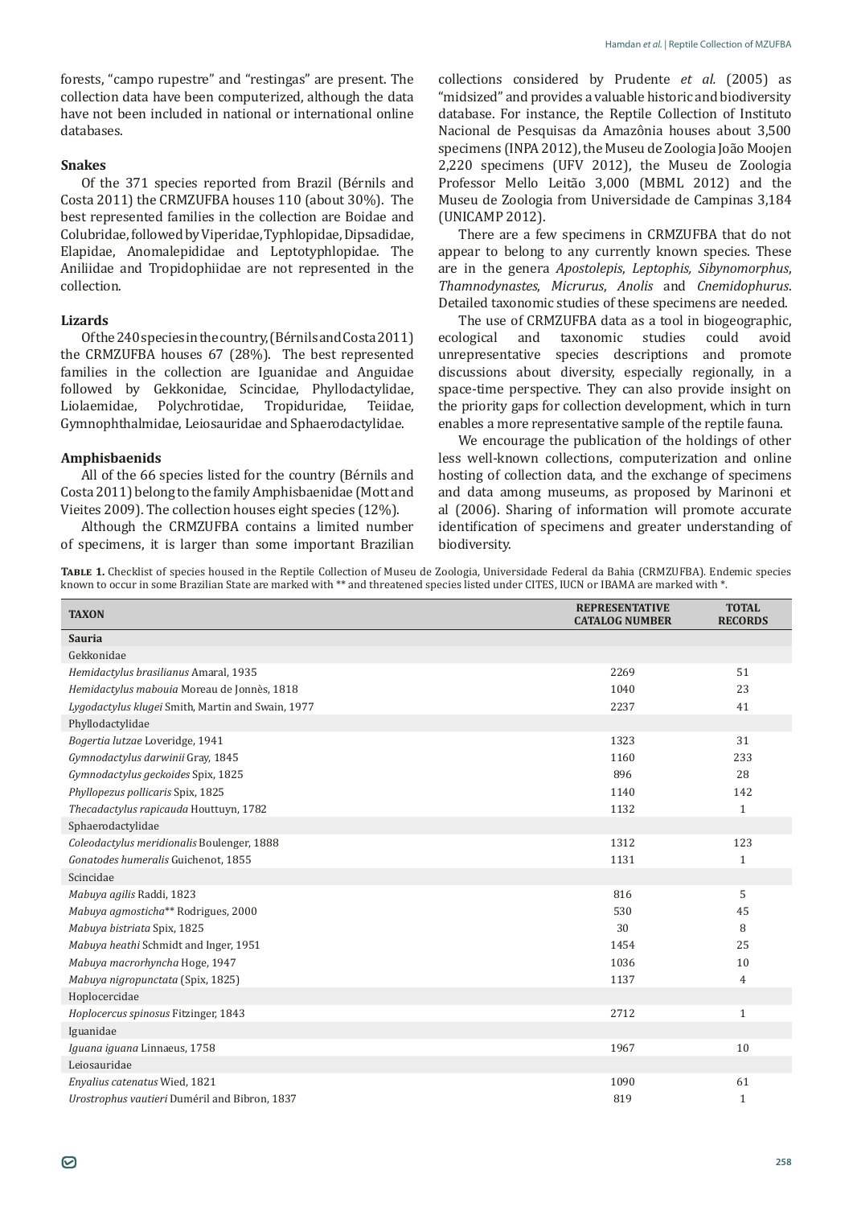forests, "campo rupestre" and "restingas" are present. The collection data have been computerized, although the data have not been included in national or international online databases.

### Snakes

Of the 371 species reported from Brazil (Bérnils and Costa 2011) the CRMZUFBA houses 110 (about 30%). The best represented families in the collection are Boidae and Colubridae, followed by Viperidae, Typhlopidae, Dipsadidae, Elapidae, Anomalepididae and Leptotyphlopidae. The Aniliidae and Tropidophiidae are not represented in the collection.

### Lizards

Of the 240 species in the country, (Bérnils and Costa 2011) the CRMZUFBA houses 67 (28%). The best represented families in the collection are Iguanidae and Anguidae followed by Gekkonidae, Scincidae, Phyllodactylidae, Liolaemidae, Polychrotidae, Tropiduridae, Teiidae, Gymnophthalmidae, Leiosauridae and Sphaerodactylidae.

### Amphisbaenids

All of the 66 species listed for the country (Bérnils and Costa 2011) belong to the family Amphisbaenidae (Mott and Vieites 2009). The collection houses eight species (12%).

Although the CRMZUFBA contains a limited number of specimens, it is larger than some important Brazilian collections considered by Prudente *et al.* (2005) as "midsized" and provides a valuable historic and biodiversity database. For instance, the Reptile Collection of Instituto Nacional de Pesquisas da Amazônia houses about 3,500 specimens (INPA 2012), the Museu de Zoologia João Moojen 2,220 specimens (UFV 2012), the Museu de Zoologia Professor Mello Leitão 3,000 (MBML 2012) and the Museu de Zoologia from Universidade de Campinas 3,184 (UNICAMP 2012).

There are a few specimens in CRMZUFBA that do not appear to belong to any currently known species. These are in the genera *Apostolepis*, *Leptophis, Sibynomorphus*, *Thamnodynastes*, *Micrurus*, *Anolis* and *Cnemidophurus*. Detailed taxonomic studies of these specimens are needed.

The use of CRMZUFBA data as a tool in biogeographic, ecological and taxonomic studies could avoid unrepresentative species descriptions and promote discussions about diversity, especially regionally, in a space-time perspective. They can also provide insight on the priority gaps for collection development, which in turn enables a more representative sample of the reptile fauna.

We encourage the publication of the holdings of other less well-known collections, computerization and online hosting of collection data, and the exchange of specimens and data among museums, as proposed by Marinoni et al (2006). Sharing of information will promote accurate identification of specimens and greater understanding of biodiversity.

**Table 1.** Checklist of species housed in the Reptile Collection of Museu de Zoologia, Universidade Federal da Bahia (CRMZUFBA). Endemic species known to occur in some Brazilian State are marked with ** and threatened species listed under CITES, IUCN or IBAMA are marked with *.

| TAXON | REPRESENTATIVE CATALOG NUMBER | TOTAL RECORDS |
|---|---|---|
| **Sauria** | | |
| Gekkonidae | | |
| *Hemidactylus brasilianus* Amaral, 1935 | 2269 | 51 |
| *Hemidactylus mabouia* Moreau de Jonnès, 1818 | 1040 | 23 |
| *Lygodactylus klugei* Smith, Martin and Swain, 1977 | 2237 | 41 |
| Phyllodactylidae | | |
| *Bogertia lutzae* Loveridge, 1941 | 1323 | 31 |
| *Gymnodactylus darwinii* Gray, 1845 | 1160 | 233 |
| *Gymnodactylus geckoides* Spix, 1825 | 896 | 28 |
| *Phyllopezus pollicaris* Spix, 1825 | 1140 | 142 |
| *Thecadactylus rapicauda* Houttuyn, 1782 | 1132 | 1 |
| Sphaerodactylidae | | |
| *Coleodactylus meridionalis* Boulenger, 1888 | 1312 | 123 |
| *Gonatodes humeralis* Guichenot, 1855 | 1131 | 1 |
| Scincidae | | |
| *Mabuya agilis* Raddi, 1823 | 816 | 5 |
| *Mabuya agmosticha*** Rodrigues, 2000 | 530 | 45 |
| *Mabuya bistriata* Spix, 1825 | 30 | 8 |
| *Mabuya heathi* Schmidt and Inger, 1951 | 1454 | 25 |
| *Mabuya macrorhyncha* Hoge, 1947 | 1036 | 10 |
| *Mabuya nigropunctata* (Spix, 1825) | 1137 | 4 |
| Hoplocercidae | | |
| *Hoplocercus spinosus* Fitzinger, 1843 | 2712 | 1 |
| Iguanidae | | |
| *Iguana iguana* Linnaeus, 1758 | 1967 | 10 |
| Leiosauridae | | |
| *Enyalius catenatus* Wied, 1821 | 1090 | 61 |
| *Urostrophus vautieri* Duméril and Bibron, 1837 | 819 | 1 |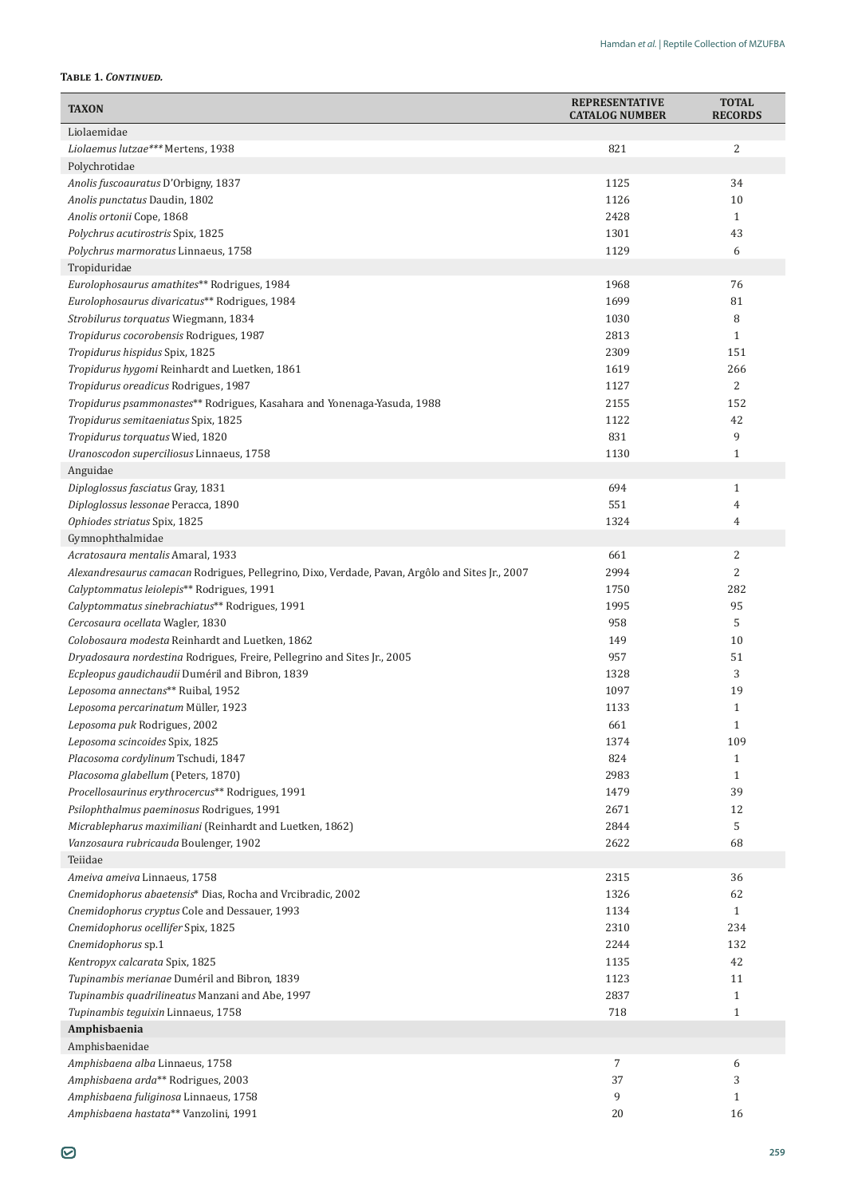**Table 1. *Continued.***

| TAXON | REPRESENTATIVE CATALOG NUMBER | TOTAL RECORDS |
|---|---|---|
| Liolaemidae | | |
| *Liolaemus lutzae**** Mertens, 1938 | 821 | 2 |
| Polychrotidae | | |
| *Anolis fuscoauratus* D'Orbigny, 1837 | 1125 | 34 |
| *Anolis punctatus* Daudin, 1802 | 1126 | 10 |
| *Anolis ortonii* Cope, 1868 | 2428 | 1 |
| *Polychrus acutirostris* Spix, 1825 | 1301 | 43 |
| *Polychrus marmoratus* Linnaeus, 1758 | 1129 | 6 |
| Tropiduridae | | |
| *Eurolophosaurus amathites*** Rodrigues, 1984 | 1968 | 76 |
| *Eurolophosaurus divaricatus*** Rodrigues, 1984 | 1699 | 81 |
| *Strobilurus torquatus* Wiegmann, 1834 | 1030 | 8 |
| *Tropidurus cocorobensis* Rodrigues, 1987 | 2813 | 1 |
| *Tropidurus hispidus* Spix, 1825 | 2309 | 151 |
| *Tropidurus hygomi* Reinhardt and Luetken, 1861 | 1619 | 266 |
| *Tropidurus oreadicus* Rodrigues, 1987 | 1127 | 2 |
| *Tropidurus psammonastes*** Rodrigues, Kasahara and Yonenaga-Yasuda, 1988 | 2155 | 152 |
| *Tropidurus semitaeniatus* Spix, 1825 | 1122 | 42 |
| *Tropidurus torquatus* Wied, 1820 | 831 | 9 |
| *Uranoscodon superciliosus* Linnaeus, 1758 | 1130 | 1 |
| Anguidae | | |
| *Diploglossus fasciatus* Gray, 1831 | 694 | 1 |
| *Diploglossus lessonae* Peracca, 1890 | 551 | 4 |
| *Ophiodes striatus* Spix, 1825 | 1324 | 4 |
| Gymnophthalmidae | | |
| *Acratosaura mentalis* Amaral, 1933 | 661 | 2 |
| *Alexandresaurus camacan* Rodrigues, Pellegrino, Dixo, Verdade, Pavan, Argôlo and Sites Jr., 2007 | 2994 | 2 |
| *Calyptommatus leiolepis*** Rodrigues, 1991 | 1750 | 282 |
| *Calyptommatus sinebrachiatus*** Rodrigues, 1991 | 1995 | 95 |
| *Cercosaura ocellata* Wagler, 1830 | 958 | 5 |
| *Colobosaura modesta* Reinhardt and Luetken, 1862 | 149 | 10 |
| *Dryadosaura nordestina* Rodrigues, Freire, Pellegrino and Sites Jr., 2005 | 957 | 51 |
| *Ecpleopus gaudichaudii* Duméril and Bibron, 1839 | 1328 | 3 |
| *Leposoma annectans*** Ruibal, 1952 | 1097 | 19 |
| *Leposoma percarinatum* Müller, 1923 | 1133 | 1 |
| *Leposoma puk* Rodrigues, 2002 | 661 | 1 |
| *Leposoma scincoides* Spix, 1825 | 1374 | 109 |
| *Placosoma cordylinum* Tschudi, 1847 | 824 | 1 |
| *Placosoma glabellum* (Peters, 1870) | 2983 | 1 |
| *Procellosaurinus erythrocercus*** Rodrigues, 1991 | 1479 | 39 |
| *Psilophthalmus paeminosus* Rodrigues, 1991 | 2671 | 12 |
| *Micrablepharus maximiliani* (Reinhardt and Luetken, 1862) | 2844 | 5 |
| *Vanzosaura rubricauda* Boulenger, 1902 | 2622 | 68 |
| Teiidae | | |
| *Ameiva ameiva* Linnaeus, 1758 | 2315 | 36 |
| *Cnemidophorus abaetensis** Dias, Rocha and Vrcibradic, 2002 | 1326 | 62 |
| *Cnemidophorus cryptus* Cole and Dessauer, 1993 | 1134 | 1 |
| *Cnemidophorus ocellifer* Spix, 1825 | 2310 | 234 |
| *Cnemidophorus* sp.1 | 2244 | 132 |
| *Kentropyx calcarata* Spix, 1825 | 1135 | 42 |
| *Tupinambis merianae* Duméril and Bibron, 1839 | 1123 | 11 |
| *Tupinambis quadrilineatus* Manzani and Abe, 1997 | 2837 | 1 |
| *Tupinambis teguixin* Linnaeus, 1758 | 718 | 1 |
| **Amphisbaenia** | | |
| Amphisbaenidae | | |
| *Amphisbaena alba* Linnaeus, 1758 | 7 | 6 |
| *Amphisbaena arda*** Rodrigues, 2003 | 37 | 3 |
| *Amphisbaena fuliginosa* Linnaeus, 1758 | 9 | 1 |
| *Amphisbaena hastata*** Vanzolini, 1991 | 20 | 16 |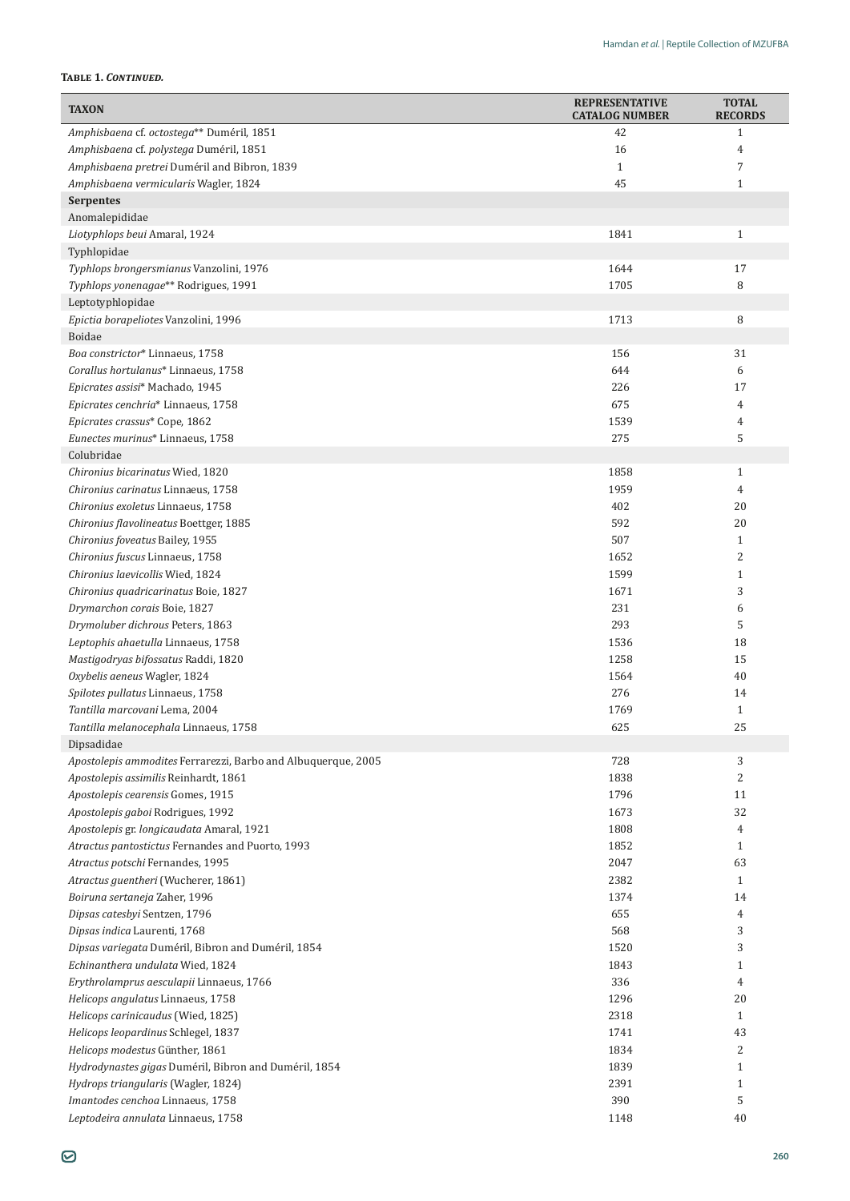**Table 1. *Continued.***

| TAXON | REPRESENTATIVE CATALOG NUMBER | TOTAL RECORDS |
|---|---|---|
| *Amphisbaena* cf. *octostega*** Duméril, 1851 | 42 | 1 |
| *Amphisbaena* cf. *polystega* Duméril, 1851 | 16 | 4 |
| *Amphisbaena pretrei* Duméril and Bibron, 1839 | 1 | 7 |
| *Amphisbaena vermicularis* Wagler, 1824 | 45 | 1 |
| **Serpentes** | | |
| Anomalepididae | | |
| *Liotyphlops beui* Amaral, 1924 | 1841 | 1 |
| Typhlopidae | | |
| *Typhlops brongersmianus* Vanzolini, 1976 | 1644 | 17 |
| *Typhlops yonenagae*** Rodrigues, 1991 | 1705 | 8 |
| Leptotyphlopidae | | |
| *Epictia borapeliotes* Vanzolini, 1996 | 1713 | 8 |
| Boidae | | |
| *Boa constrictor** Linnaeus, 1758 | 156 | 31 |
| *Corallus hortulanus** Linnaeus, 1758 | 644 | 6 |
| *Epicrates assisi** Machado, 1945 | 226 | 17 |
| *Epicrates cenchria** Linnaeus, 1758 | 675 | 4 |
| *Epicrates crassus** Cope, 1862 | 1539 | 4 |
| *Eunectes murinus** Linnaeus, 1758 | 275 | 5 |
| Colubridae | | |
| *Chironius bicarinatus* Wied, 1820 | 1858 | 1 |
| *Chironius carinatus* Linnaeus, 1758 | 1959 | 4 |
| *Chironius exoletus* Linnaeus, 1758 | 402 | 20 |
| *Chironius flavolineatus* Boettger, 1885 | 592 | 20 |
| *Chironius foveatus* Bailey, 1955 | 507 | 1 |
| *Chironius fuscus* Linnaeus, 1758 | 1652 | 2 |
| *Chironius laevicollis* Wied, 1824 | 1599 | 1 |
| *Chironius quadricarinatus* Boie, 1827 | 1671 | 3 |
| *Drymarchon corais* Boie, 1827 | 231 | 6 |
| *Drymoluber dichrous* Peters, 1863 | 293 | 5 |
| *Leptophis ahaetulla* Linnaeus, 1758 | 1536 | 18 |
| *Mastigodryas bifossatus* Raddi, 1820 | 1258 | 15 |
| *Oxybelis aeneus* Wagler, 1824 | 1564 | 40 |
| *Spilotes pullatus* Linnaeus, 1758 | 276 | 14 |
| *Tantilla marcovani* Lema, 2004 | 1769 | 1 |
| *Tantilla melanocephala* Linnaeus, 1758 | 625 | 25 |
| Dipsadidae | | |
| *Apostolepis ammodites* Ferrarezzi, Barbo and Albuquerque, 2005 | 728 | 3 |
| *Apostolepis assimilis* Reinhardt, 1861 | 1838 | 2 |
| *Apostolepis cearensis* Gomes, 1915 | 1796 | 11 |
| *Apostolepis gaboi* Rodrigues, 1992 | 1673 | 32 |
| *Apostolepis* gr. *longicaudata* Amaral, 1921 | 1808 | 4 |
| *Atractus pantostictus* Fernandes and Puorto, 1993 | 1852 | 1 |
| *Atractus potschi* Fernandes, 1995 | 2047 | 63 |
| *Atractus guentheri* (Wucherer, 1861) | 2382 | 1 |
| *Boiruna sertaneja* Zaher, 1996 | 1374 | 14 |
| *Dipsas catesbyi* Sentzen, 1796 | 655 | 4 |
| *Dipsas indica* Laurenti, 1768 | 568 | 3 |
| *Dipsas variegata* Duméril, Bibron and Duméril, 1854 | 1520 | 3 |
| *Echinanthera undulata* Wied, 1824 | 1843 | 1 |
| *Erythrolamprus aesculapii* Linnaeus, 1766 | 336 | 4 |
| *Helicops angulatus* Linnaeus, 1758 | 1296 | 20 |
| *Helicops carinicaudus* (Wied, 1825) | 2318 | 1 |
| *Helicops leopardinus* Schlegel, 1837 | 1741 | 43 |
| *Helicops modestus* Günther, 1861 | 1834 | 2 |
| *Hydrodynastes gigas* Duméril, Bibron and Duméril, 1854 | 1839 | 1 |
| *Hydrops triangularis* (Wagler, 1824) | 2391 | 1 |
| *Imantodes cenchoa* Linnaeus, 1758 | 390 | 5 |
| *Leptodeira annulata* Linnaeus, 1758 | 1148 | 40 |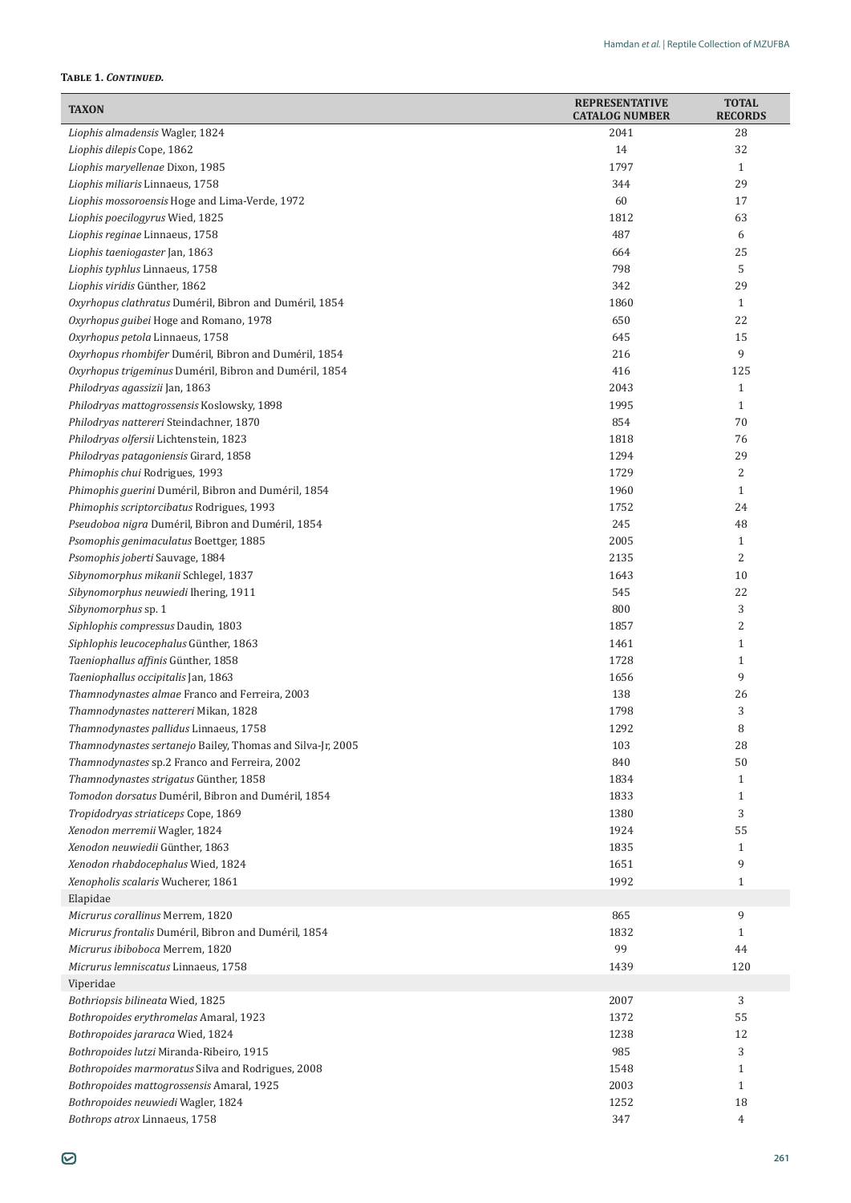**Table 1. *Continued.***

| TAXON | REPRESENTATIVE CATALOG NUMBER | TOTAL RECORDS |
|---|---|---|
| *Liophis almadensis* Wagler, 1824 | 2041 | 28 |
| *Liophis dilepis* Cope, 1862 | 14 | 32 |
| *Liophis maryellenae* Dixon, 1985 | 1797 | 1 |
| *Liophis miliaris* Linnaeus, 1758 | 344 | 29 |
| *Liophis mossoroensis* Hoge and Lima-Verde, 1972 | 60 | 17 |
| *Liophis poecilogyrus* Wied, 1825 | 1812 | 63 |
| *Liophis reginae* Linnaeus, 1758 | 487 | 6 |
| *Liophis taeniogaster* Jan, 1863 | 664 | 25 |
| *Liophis typhlus* Linnaeus, 1758 | 798 | 5 |
| *Liophis viridis* Günther, 1862 | 342 | 29 |
| *Oxyrhopus clathratus* Duméril, Bibron and Duméril, 1854 | 1860 | 1 |
| *Oxyrhopus guibei* Hoge and Romano, 1978 | 650 | 22 |
| *Oxyrhopus petola* Linnaeus, 1758 | 645 | 15 |
| *Oxyrhopus rhombifer* Duméril, Bibron and Duméril, 1854 | 216 | 9 |
| *Oxyrhopus trigeminus* Duméril, Bibron and Duméril, 1854 | 416 | 125 |
| *Philodryas agassizii* Jan, 1863 | 2043 | 1 |
| *Philodryas mattogrossensis* Koslowsky, 1898 | 1995 | 1 |
| *Philodryas nattereri* Steindachner, 1870 | 854 | 70 |
| *Philodryas olfersii* Lichtenstein, 1823 | 1818 | 76 |
| *Philodryas patagoniensis* Girard, 1858 | 1294 | 29 |
| *Phimophis chui* Rodrigues, 1993 | 1729 | 2 |
| *Phimophis guerini* Duméril, Bibron and Duméril, 1854 | 1960 | 1 |
| *Phimophis scriptorcibatus* Rodrigues, 1993 | 1752 | 24 |
| *Pseudoboa nigra* Duméril, Bibron and Duméril, 1854 | 245 | 48 |
| *Psomophis genimaculatus* Boettger, 1885 | 2005 | 1 |
| *Psomophis joberti* Sauvage, 1884 | 2135 | 2 |
| *Sibynomorphus mikanii* Schlegel, 1837 | 1643 | 10 |
| *Sibynomorphus neuwiedi* Ihering, 1911 | 545 | 22 |
| *Sibynomorphus* sp. 1 | 800 | 3 |
| *Siphlophis compressus* Daudin, 1803 | 1857 | 2 |
| *Siphlophis leucocephalus* Günther, 1863 | 1461 | 1 |
| *Taeniophallus affinis* Günther, 1858 | 1728 | 1 |
| *Taeniophallus occipitalis* Jan, 1863 | 1656 | 9 |
| *Thamnodynastes almae* Franco and Ferreira, 2003 | 138 | 26 |
| *Thamnodynastes nattereri* Mikan, 1828 | 1798 | 3 |
| *Thamnodynastes pallidus* Linnaeus, 1758 | 1292 | 8 |
| *Thamnodynastes sertanejo* Bailey, Thomas and Silva-Jr, 2005 | 103 | 28 |
| *Thamnodynastes* sp.2 Franco and Ferreira, 2002 | 840 | 50 |
| *Thamnodynastes strigatus* Günther, 1858 | 1834 | 1 |
| *Tomodon dorsatus* Duméril, Bibron and Duméril, 1854 | 1833 | 1 |
| *Tropidodryas striaticeps* Cope, 1869 | 1380 | 3 |
| *Xenodon merremii* Wagler, 1824 | 1924 | 55 |
| *Xenodon neuwiedii* Günther, 1863 | 1835 | 1 |
| *Xenodon rhabdocephalus* Wied, 1824 | 1651 | 9 |
| *Xenopholis scalaris* Wucherer, 1861 | 1992 | 1 |
| Elapidae | | |
| *Micrurus corallinus* Merrem, 1820 | 865 | 9 |
| *Micrurus frontalis* Duméril, Bibron and Duméril, 1854 | 1832 | 1 |
| *Micrurus ibiboboca* Merrem, 1820 | 99 | 44 |
| *Micrurus lemniscatus* Linnaeus, 1758 | 1439 | 120 |
| Viperidae | | |
| *Bothriopsis bilineata* Wied, 1825 | 2007 | 3 |
| *Bothropoides erythromelas* Amaral, 1923 | 1372 | 55 |
| *Bothropoides jararaca* Wied, 1824 | 1238 | 12 |
| *Bothropoides lutzi* Miranda-Ribeiro, 1915 | 985 | 3 |
| *Bothropoides marmoratus* Silva and Rodrigues, 2008 | 1548 | 1 |
| *Bothropoides mattogrossensis* Amaral, 1925 | 2003 | 1 |
| *Bothropoides neuwiedi* Wagler, 1824 | 1252 | 18 |
| *Bothrops atrox* Linnaeus, 1758 | 347 | 4 |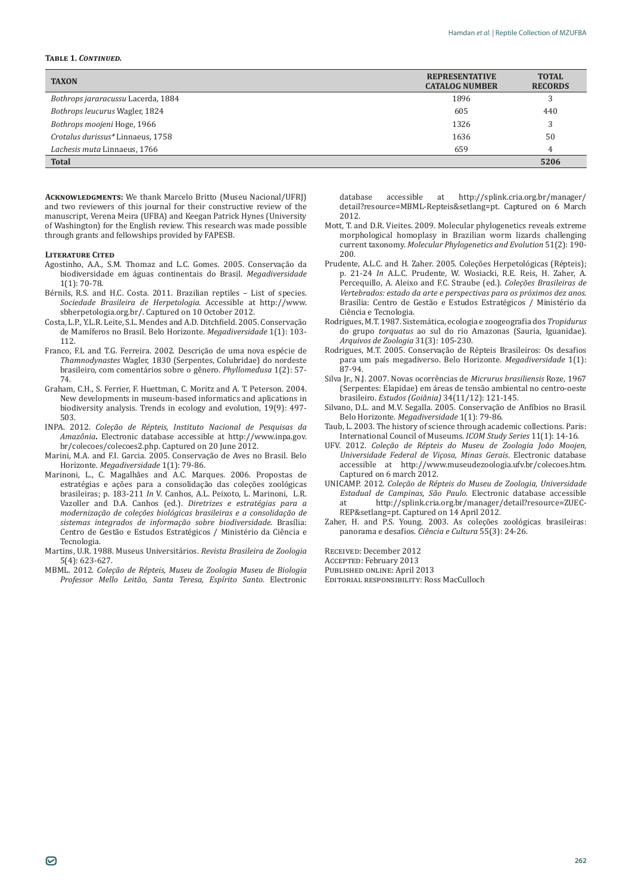**Table 1. *Continued.***

| TAXON | REPRESENTATIVE CATALOG NUMBER | TOTAL RECORDS |
|---|---|---|
| *Bothrops jararacussu* Lacerda, 1884 | 1896 | 3 |
| *Bothrops leucurus* Wagler, 1824 | 605 | 440 |
| *Bothrops moojeni* Hoge, 1966 | 1326 | 3 |
| *Crotalus durissus** Linnaeus, 1758 | 1636 | 50 |
| *Lachesis muta* Linnaeus, 1766 | 659 | 4 |
| **Total** | | **5206** |

**Acknowledgments:** We thank Marcelo Britto (Museu Nacional/UFRJ) and two reviewers of this journal for their constructive review of the manuscript, Verena Meira (UFBA) and Keegan Patrick Hynes (University of Washington) for the English review. This research was made possible through grants and fellowships provided by FAPESB.

## Literature Cited

Agostinho, A.A., S.M. Thomaz and L.C. Gomes. 2005. Conservação da biodiversidade em águas continentais do Brasil. *Megadiversidade* 1(1): 70-78.

Bérnils, R.S. and H.C. Costa. 2011. Brazilian reptiles – List of species. *Sociedade Brasileira de Herpetologia*. Accessible at http://www.sbherpetologia.org.br/. Captured on 10 October 2012.

Costa, L.P., Y.L.R. Leite, S.L. Mendes and A.D. Ditchfield. 2005. Conservação de Mamíferos no Brasil. Belo Horizonte. *Megadiversidade* 1(1): 103-112.

Franco, F.L and T.G. Ferreira. 2002. Descrição de uma nova espécie de *Thamnodynastes* Wagler, 1830 (Serpentes, Colubridae) do nordeste brasileiro, com comentários sobre o gênero. *Phyllomedusa* 1(2): 57-74.

Graham, C.H., S. Ferrier, F. Huettman, C. Moritz and A. T. Peterson. 2004. New developments in museum-based informatics and aplications in biodiversity analysis. Trends in ecology and evolution, 19(9): 497-503.

INPA. 2012. *Coleção de Répteis, Instituto Nacional de Pesquisas da Amazônia***.** Electronic database accessible at http://www.inpa.gov.br/colecoes/colecoes2.php. Captured on 20 June 2012.

Marini, M.A. and F.I. Garcia. 2005. Conservação de Aves no Brasil. Belo Horizonte. *Megadiversidade* 1(1): 79-86.

Marinoni, L., C. Magalhães and A.C. Marques. 2006. Propostas de estratégias e ações para a consolidação das coleções zoológicas brasileiras; p. 183-211 *In* V. Canhos, A.L. Peixoto, L. Marinoni, L.R. Vazoller and D.A. Canhos (ed.). *Diretrizes e estratégias para a modernização de coleções biológicas brasileiras e a consolidação de sistemas integrados de informação sobre biodiversidade*. Brasília: Centro de Gestão e Estudos Estratégicos / Ministério da Ciência e Tecnologia.

Martins, U.R. 1988. Museus Universitários. *Revista Brasileira de Zoologia* 5(4): 623-627.

MBML. 2012. *Coleção de Répteis, Museu de Zoologia Museu de Biologia Professor Mello Leitão, Santa Teresa, Espírito Santo*. Electronic database accessible at http://splink.cria.org.br/manager/detail?resource=MBML-Repteis&setlang=pt. Captured on 6 March 2012.

Mott, T. and D.R. Vieites. 2009. Molecular phylogenetics reveals extreme morphological homoplasy in Brazilian worm lizards challenging current taxonomy. *Molecular Phylogenetics and Evolution* 51(2): 190-200.

Prudente, A.L.C. and H. Zaher. 2005. Coleções Herpetológicas (Répteis); p. 21-24 *In* A.L.C. Prudente, W. Wosiacki, R.E. Reis, H. Zaher, A. Percequillo, A. Aleixo and F.C. Straube (ed.). *Coleções Brasileiras de Vertebrados: estado da arte e perspectivas para os próximos dez anos*. Brasília: Centro de Gestão e Estudos Estratégicos / Ministério da Ciência e Tecnologia.

Rodrigues, M.T. 1987. Sistemática, ecologia e zoogeografia dos *Tropidurus* do grupo *torquatus* ao sul do rio Amazonas (Sauria, Iguanidae). *Arquivos de Zoologia* 31(3): 105-230.

Rodrigues, M.T. 2005. Conservação de Répteis Brasileiros: Os desafios para um país megadiverso. Belo Horizonte. *Megadiversidade* 1(1): 87-94.

Silva Jr., N.J. 2007. Novas ocorrências de *Micrurus brasiliensis* Roze, 1967 (Serpentes: Elapidae) em áreas de tensão ambiental no centro-oeste brasileiro. *Estudos (Goiânia)* 34(11/12): 121-145.

Silvano, D.L. and M.V. Segalla. 2005. Conservação de Anfíbios no Brasil. Belo Horizonte. *Megadiversidade* 1(1): 79-86.

Taub, L. 2003. The history of science through academic collections. Paris: International Council of Museums. *ICOM Study Series* 11(1): 14-16.

UFV. 2012. *Coleção de Répteis do Museu de Zoologia João Moojen, Universidade Federal de Viçosa, Minas Gerais*. Electronic database accessible at http://www.museudezoologia.ufv.br/colecoes.htm. Captured on 6 march 2012.

UNICAMP. 2012. *Coleção de Répteis do Museu de Zoologia, Universidade Estadual de Campinas, São Paulo*. Electronic database accessible at http://splink.cria.org.br/manager/detail?resource=ZUEC-REP&setlang=pt. Captured on 14 April 2012.

Zaher, H. and P.S. Young. 2003. As coleções zoológicas brasileiras: panorama e desafios. *Ciência e Cultura* 55(3): 24-26.

Received: December 2012
Accepted: February 2013
Published online: April 2013
Editorial responsibility: Ross MacCulloch